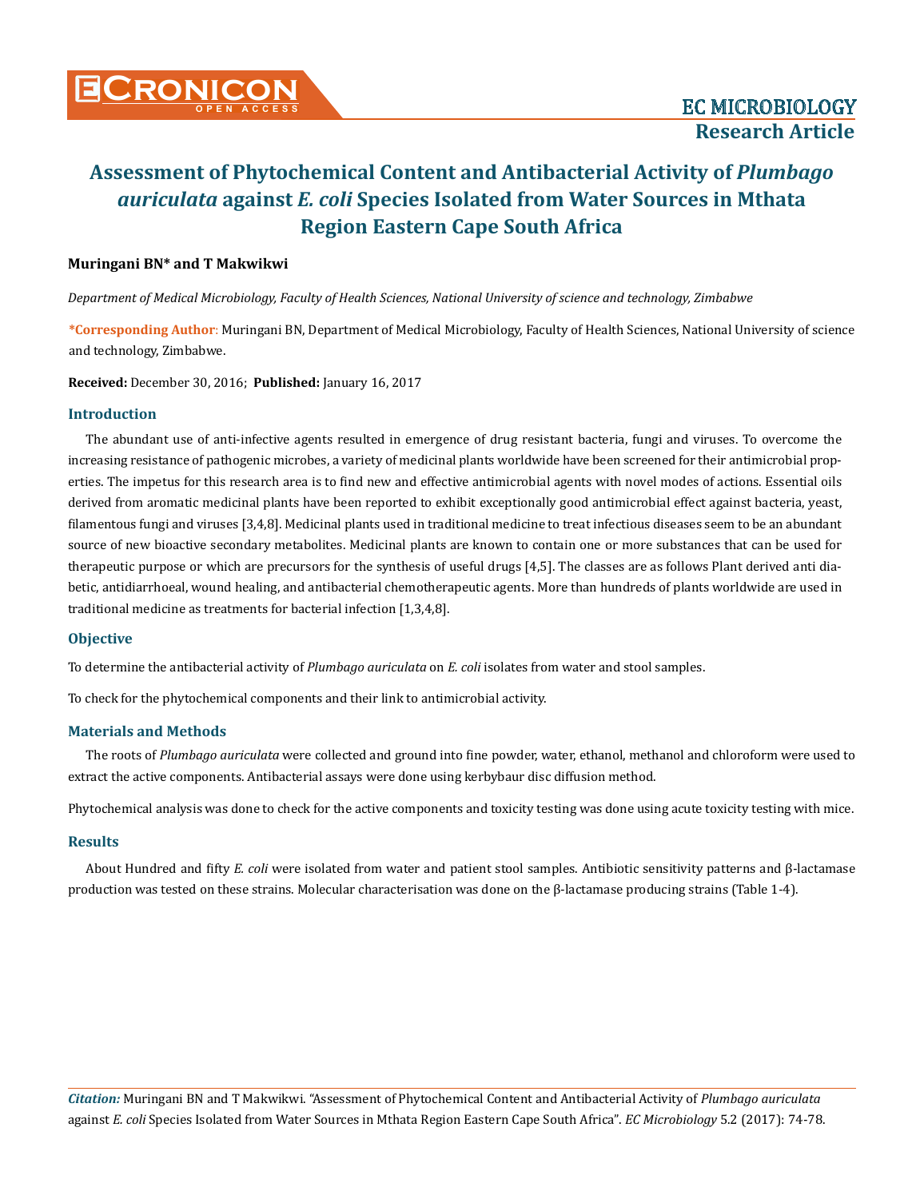# Assessment of Phytochemical Content and Antibacterial Activity of *Plumbago auriculata* against *E. coli* Species Isolated from Water Sources in Mthata Region Eastern Cape South Africa

**Muringani BN\* and T Makwikwi**

*Department of Medical Microbiology, Faculty of Health Sciences, National University of science and technology, Zimbabwe*

**\*Corresponding Author:** Muringani BN, Department of Medical Microbiology, Faculty of Health Sciences, National University of science and technology, Zimbabwe.

**Received:** December 30, 2016; **Published:** January 16, 2017

## Introduction

The abundant use of anti-infective agents resulted in emergence of drug resistant bacteria, fungi and viruses. To overcome the increasing resistance of pathogenic microbes, a variety of medicinal plants worldwide have been screened for their antimicrobial properties. The impetus for this research area is to find new and effective antimicrobial agents with novel modes of actions. Essential oils derived from aromatic medicinal plants have been reported to exhibit exceptionally good antimicrobial effect against bacteria, yeast, filamentous fungi and viruses [3,4,8]. Medicinal plants used in traditional medicine to treat infectious diseases seem to be an abundant source of new bioactive secondary metabolites. Medicinal plants are known to contain one or more substances that can be used for therapeutic purpose or which are precursors for the synthesis of useful drugs [4,5]. The classes are as follows Plant derived anti diabetic, antidiarrhoeal, wound healing, and antibacterial chemotherapeutic agents. More than hundreds of plants worldwide are used in traditional medicine as treatments for bacterial infection [1,3,4,8].

## Objective

To determine the antibacterial activity of *Plumbago auriculata* on *E. coli* isolates from water and stool samples.

To check for the phytochemical components and their link to antimicrobial activity.

## Materials and Methods

The roots of *Plumbago auriculata* were collected and ground into fine powder, water, ethanol, methanol and chloroform were used to extract the active components. Antibacterial assays were done using kerbybaur disc diffusion method.

Phytochemical analysis was done to check for the active components and toxicity testing was done using acute toxicity testing with mice.

## Results

About Hundred and fifty *E. coli* were isolated from water and patient stool samples. Antibiotic sensitivity patterns and β-lactamase production was tested on these strains. Molecular characterisation was done on the β-lactamase producing strains (Table 1-4).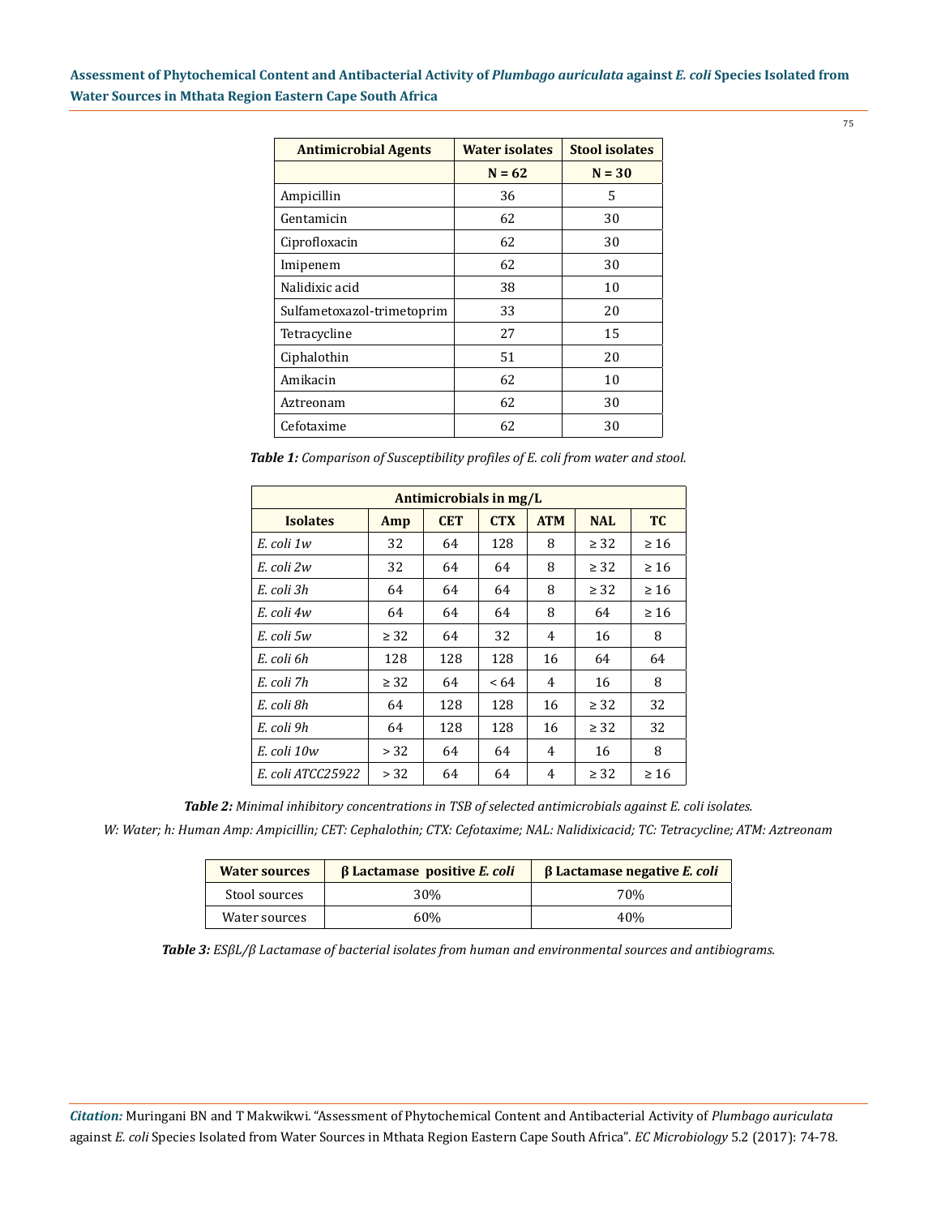| Antimicrobial Agents | Water isolates | Stool isolates |
|---|---|---|
| | N = 62 | N = 30 |
| Ampicillin | 36 | 5 |
| Gentamicin | 62 | 30 |
| Ciprofloxacin | 62 | 30 |
| Imipenem | 62 | 30 |
| Nalidixic acid | 38 | 10 |
| Sulfametoxazol-trimetoprim | 33 | 20 |
| Tetracycline | 27 | 15 |
| Ciphalothin | 51 | 20 |
| Amikacin | 62 | 10 |
| Aztreonam | 62 | 30 |
| Cefotaxime | 62 | 30 |

***Table 1:*** *Comparison of Susceptibility profiles of E. coli from water and stool.*

| Antimicrobials in mg/L | | | | | | |
|---|---|---|---|---|---|---|
| **Isolates** | **Amp** | **CET** | **CTX** | **ATM** | **NAL** | **TC** |
| *E. coli 1w* | 32 | 64 | 128 | 8 | ≥ 32 | ≥ 16 |
| *E. coli 2w* | 32 | 64 | 64 | 8 | ≥ 32 | ≥ 16 |
| *E. coli 3h* | 64 | 64 | 64 | 8 | ≥ 32 | ≥ 16 |
| *E. coli 4w* | 64 | 64 | 64 | 8 | 64 | ≥ 16 |
| *E. coli 5w* | ≥ 32 | 64 | 32 | 4 | 16 | 8 |
| *E. coli 6h* | 128 | 128 | 128 | 16 | 64 | 64 |
| *E. coli 7h* | ≥ 32 | 64 | < 64 | 4 | 16 | 8 |
| *E. coli 8h* | 64 | 128 | 128 | 16 | ≥ 32 | 32 |
| *E. coli 9h* | 64 | 128 | 128 | 16 | ≥ 32 | 32 |
| *E. coli 10w* | > 32 | 64 | 64 | 4 | 16 | 8 |
| *E. coli ATCC25922* | > 32 | 64 | 64 | 4 | ≥ 32 | ≥ 16 |

***Table 2:*** *Minimal inhibitory concentrations in TSB of selected antimicrobials against E. coli isolates.*

*W: Water; h: Human Amp: Ampicillin; CET: Cephalothin; CTX: Cefotaxime; NAL: Nalidixicacid; TC: Tetracycline; ATM: Aztreonam*

| Water sources | β Lactamase positive *E. coli* | β Lactamase negative *E. coli* |
|---|---|---|
| Stool sources | 30% | 70% |
| Water sources | 60% | 40% |

***Table 3:*** *ESβL/β Lactamase of bacterial isolates from human and environmental sources and antibiograms.*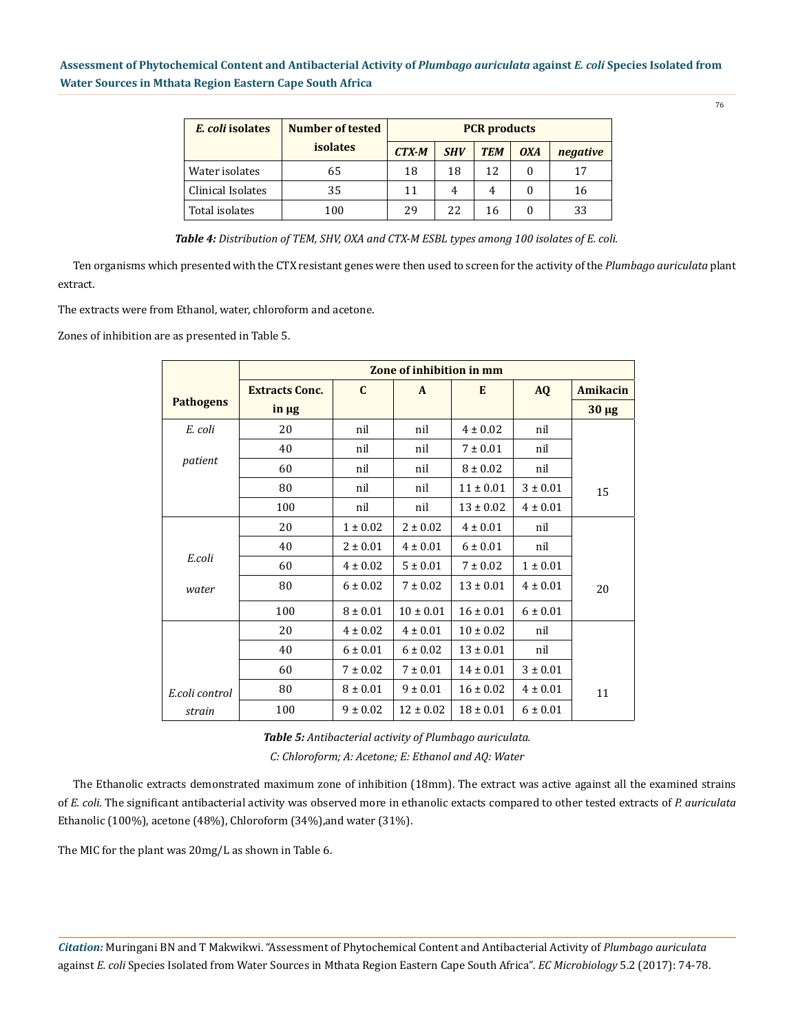| *E. coli* isolates | Number of tested isolates | PCR products | | | | |
|---|---|---|---|---|---|---|
| | | *CTX-M* | *SHV* | *TEM* | *OXA* | *negative* |
| Water isolates | 65 | 18 | 18 | 12 | 0 | 17 |
| Clinical Isolates | 35 | 11 | 4 | 4 | 0 | 16 |
| Total isolates | 100 | 29 | 22 | 16 | 0 | 33 |

***Table 4:** Distribution of TEM, SHV, OXA and CTX-M ESBL types among 100 isolates of E. coli.*

Ten organisms which presented with the CTX resistant genes were then used to screen for the activity of the *Plumbago auriculata* plant extract.

The extracts were from Ethanol, water, chloroform and acetone.

Zones of inhibition are as presented in Table 5.

| Pathogens | Zone of inhibition in mm | | | | | |
|---|---|---|---|---|---|---|
| | Extracts Conc. in µg | C | A | E | AQ | Amikacin 30 µg |
| *E. coli patient* | 20 | nil | nil | 4 ± 0.02 | nil | 15 |
| | 40 | nil | nil | 7 ± 0.01 | nil | |
| | 60 | nil | nil | 8 ± 0.02 | nil | |
| | 80 | nil | nil | 11 ± 0.01 | 3 ± 0.01 | |
| | 100 | nil | nil | 13 ± 0.02 | 4 ± 0.01 | |
| *E.coli water* | 20 | 1 ± 0.02 | 2 ± 0.02 | 4 ± 0.01 | nil | 20 |
| | 40 | 2 ± 0.01 | 4 ± 0.01 | 6 ± 0.01 | nil | |
| | 60 | 4 ± 0.02 | 5 ± 0.01 | 7 ± 0.02 | 1 ± 0.01 | |
| | 80 | 6 ± 0.02 | 7 ± 0.02 | 13 ± 0.01 | 4 ± 0.01 | |
| | 100 | 8 ± 0.01 | 10 ± 0.01 | 16 ± 0.01 | 6 ± 0.01 | |
| *E.coli control strain* | 20 | 4 ± 0.02 | 4 ± 0.01 | 10 ± 0.02 | nil | 11 |
| | 40 | 6 ± 0.01 | 6 ± 0.02 | 13 ± 0.01 | nil | |
| | 60 | 7 ± 0.02 | 7 ± 0.01 | 14 ± 0.01 | 3 ± 0.01 | |
| | 80 | 8 ± 0.01 | 9 ± 0.01 | 16 ± 0.02 | 4 ± 0.01 | |
| | 100 | 9 ± 0.02 | 12 ± 0.02 | 18 ± 0.01 | 6 ± 0.01 | |

***Table 5:** Antibacterial activity of Plumbago auriculata.*
*C: Chloroform; A: Acetone; E: Ethanol and AQ: Water*

The Ethanolic extracts demonstrated maximum zone of inhibition (18mm). The extract was active against all the examined strains of *E. coli*. The significant antibacterial activity was observed more in ethanolic extacts compared to other tested extracts of *P. auriculata* Ethanolic (100%), acetone (48%), Chloroform (34%),and water (31%).

The MIC for the plant was 20mg/L as shown in Table 6.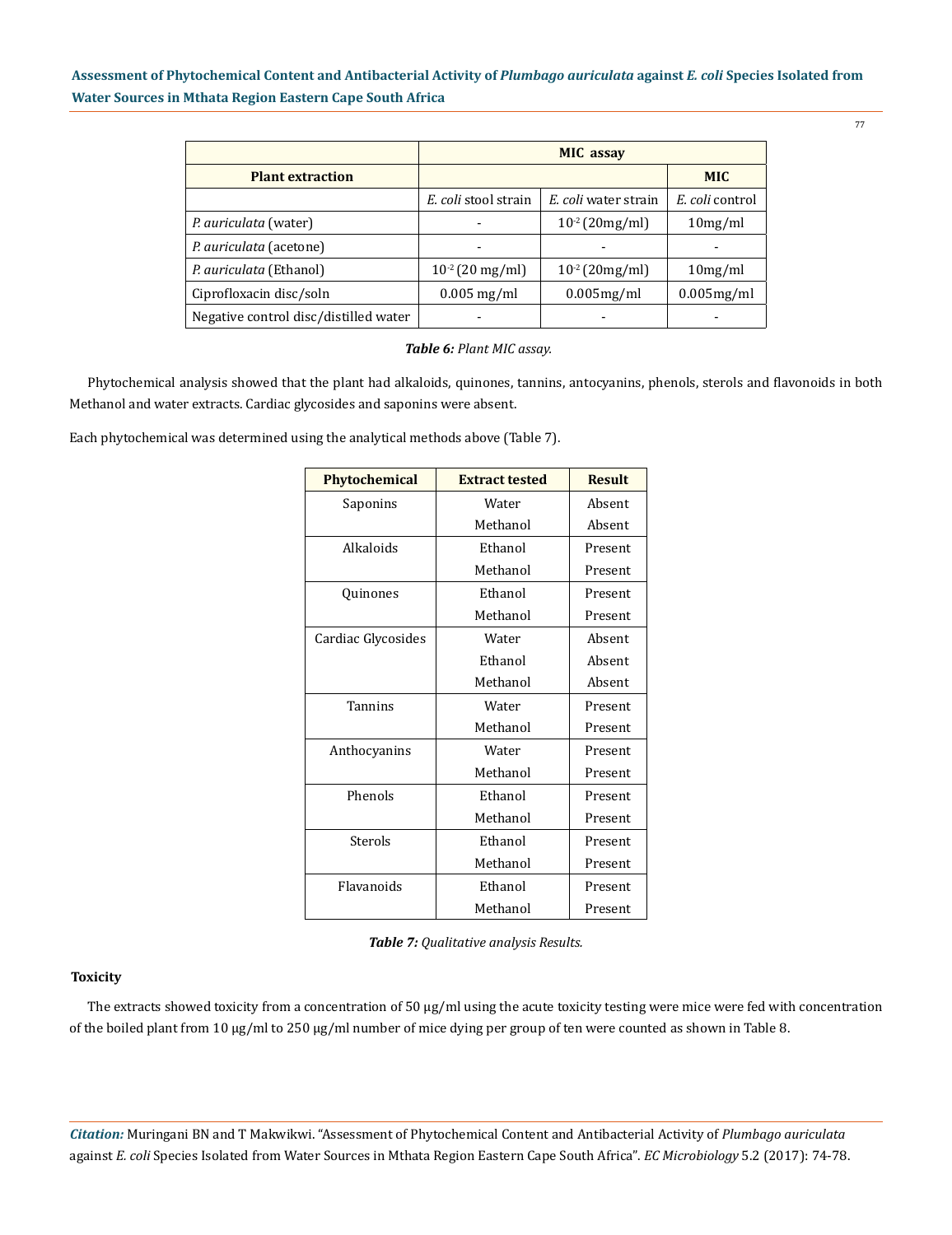| Plant extraction | MIC assay | | |
|---|---|---|---|
| | | | MIC |
| | *E. coli* stool strain | *E. coli* water strain | *E. coli* control |
| *P. auriculata* (water) | - | $10^{-2}$ (20mg/ml) | 10mg/ml |
| *P. auriculata* (acetone) | - | - | - |
| *P. auriculata* (Ethanol) | $10^{-2}$ (20 mg/ml) | $10^{-2}$ (20mg/ml) | 10mg/ml |
| Ciprofloxacin disc/soln | 0.005 mg/ml | 0.005mg/ml | 0.005mg/ml |
| Negative control disc/distilled water | - | - | - |

***Table 6:*** *Plant MIC assay.*

Phytochemical analysis showed that the plant had alkaloids, quinones, tannins, antocyanins, phenols, sterols and flavonoids in both Methanol and water extracts. Cardiac glycosides and saponins were absent.

Each phytochemical was determined using the analytical methods above (Table 7).

| Phytochemical | Extract tested | Result |
|---|---|---|
| Saponins | Water | Absent |
| | Methanol | Absent |
| Alkaloids | Ethanol | Present |
| | Methanol | Present |
| Quinones | Ethanol | Present |
| | Methanol | Present |
| Cardiac Glycosides | Water | Absent |
| | Ethanol | Absent |
| | Methanol | Absent |
| Tannins | Water | Present |
| | Methanol | Present |
| Anthocyanins | Water | Present |
| | Methanol | Present |
| Phenols | Ethanol | Present |
| | Methanol | Present |
| Sterols | Ethanol | Present |
| | Methanol | Present |
| Flavanoids | Ethanol | Present |
| | Methanol | Present |

***Table 7:*** *Qualitative analysis Results.*

**Toxicity**

The extracts showed toxicity from a concentration of 50 µg/ml using the acute toxicity testing were mice were fed with concentration of the boiled plant from 10 µg/ml to 250 µg/ml number of mice dying per group of ten were counted as shown in Table 8.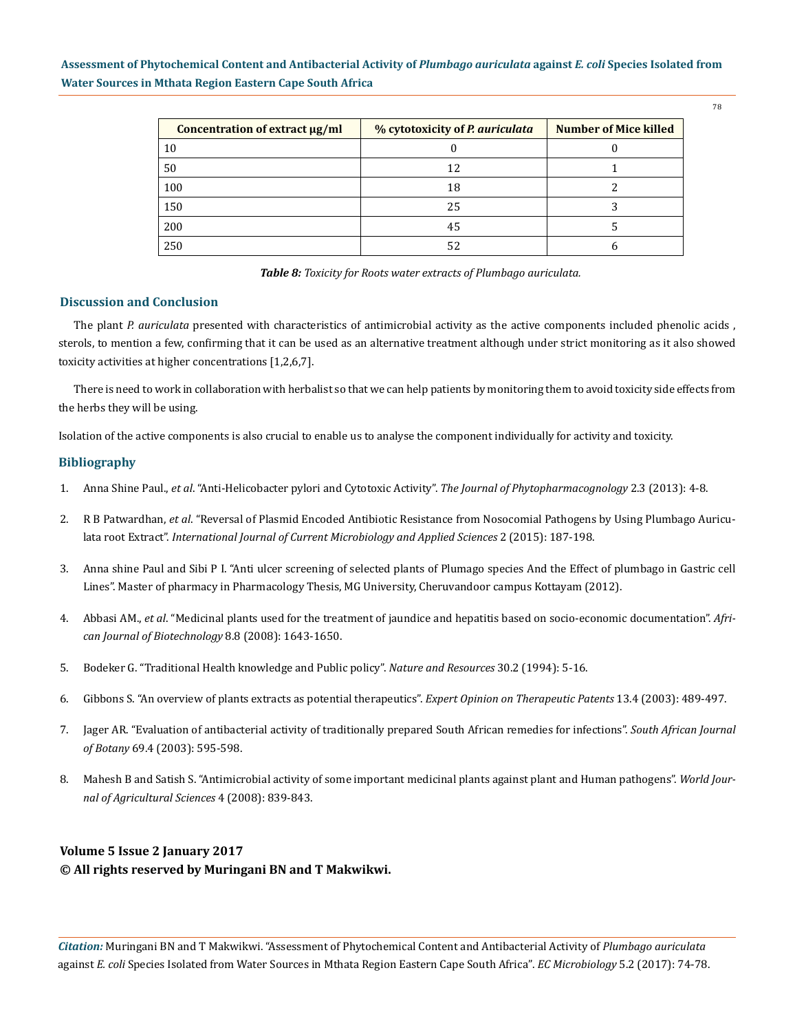| Concentration of extract µg/ml | % cytotoxicity of *P. auriculata* | Number of Mice killed |
|---|---|---|
| 10 | 0 | 0 |
| 50 | 12 | 1 |
| 100 | 18 | 2 |
| 150 | 25 | 3 |
| 200 | 45 | 5 |
| 250 | 52 | 6 |

***Table 8:*** *Toxicity for Roots water extracts of Plumbago auriculata.*

## Discussion and Conclusion

The plant *P. auriculata* presented with characteristics of antimicrobial activity as the active components included phenolic acids , sterols, to mention a few, confirming that it can be used as an alternative treatment although under strict monitoring as it also showed toxicity activities at higher concentrations [1,2,6,7].

There is need to work in collaboration with herbalist so that we can help patients by monitoring them to avoid toxicity side effects from the herbs they will be using.

Isolation of the active components is also crucial to enable us to analyse the component individually for activity and toxicity.

## Bibliography

1. Anna Shine Paul., *et al*. "Anti-Helicobacter pylori and Cytotoxic Activity". *The Journal of Phytopharmacognology* 2.3 (2013): 4-8.
2. R B Patwardhan, *et al*. "Reversal of Plasmid Encoded Antibiotic Resistance from Nosocomial Pathogens by Using Plumbago Auriculata root Extract". *International Journal of Current Microbiology and Applied Sciences* 2 (2015): 187-198.
3. Anna shine Paul and Sibi P I. "Anti ulcer screening of selected plants of Plumago species And the Effect of plumbago in Gastric cell Lines". Master of pharmacy in Pharmacology Thesis, MG University, Cheruvandoor campus Kottayam (2012).
4. Abbasi AM., *et al*. "Medicinal plants used for the treatment of jaundice and hepatitis based on socio-economic documentation". *African Journal of Biotechnology* 8.8 (2008): 1643-1650.
5. Bodeker G. "Traditional Health knowledge and Public policy". *Nature and Resources* 30.2 (1994): 5-16.
6. Gibbons S. "An overview of plants extracts as potential therapeutics". *Expert Opinion on Therapeutic Patents* 13.4 (2003): 489-497.
7. Jager AR. "Evaluation of antibacterial activity of traditionally prepared South African remedies for infections". *South African Journal of Botany* 69.4 (2003): 595-598.
8. Mahesh B and Satish S. "Antimicrobial activity of some important medicinal plants against plant and Human pathogens". *World Journal of Agricultural Sciences* 4 (2008): 839-843.

**Volume 5 Issue 2 January 2017**
**© All rights reserved by Muringani BN and T Makwikwi.**